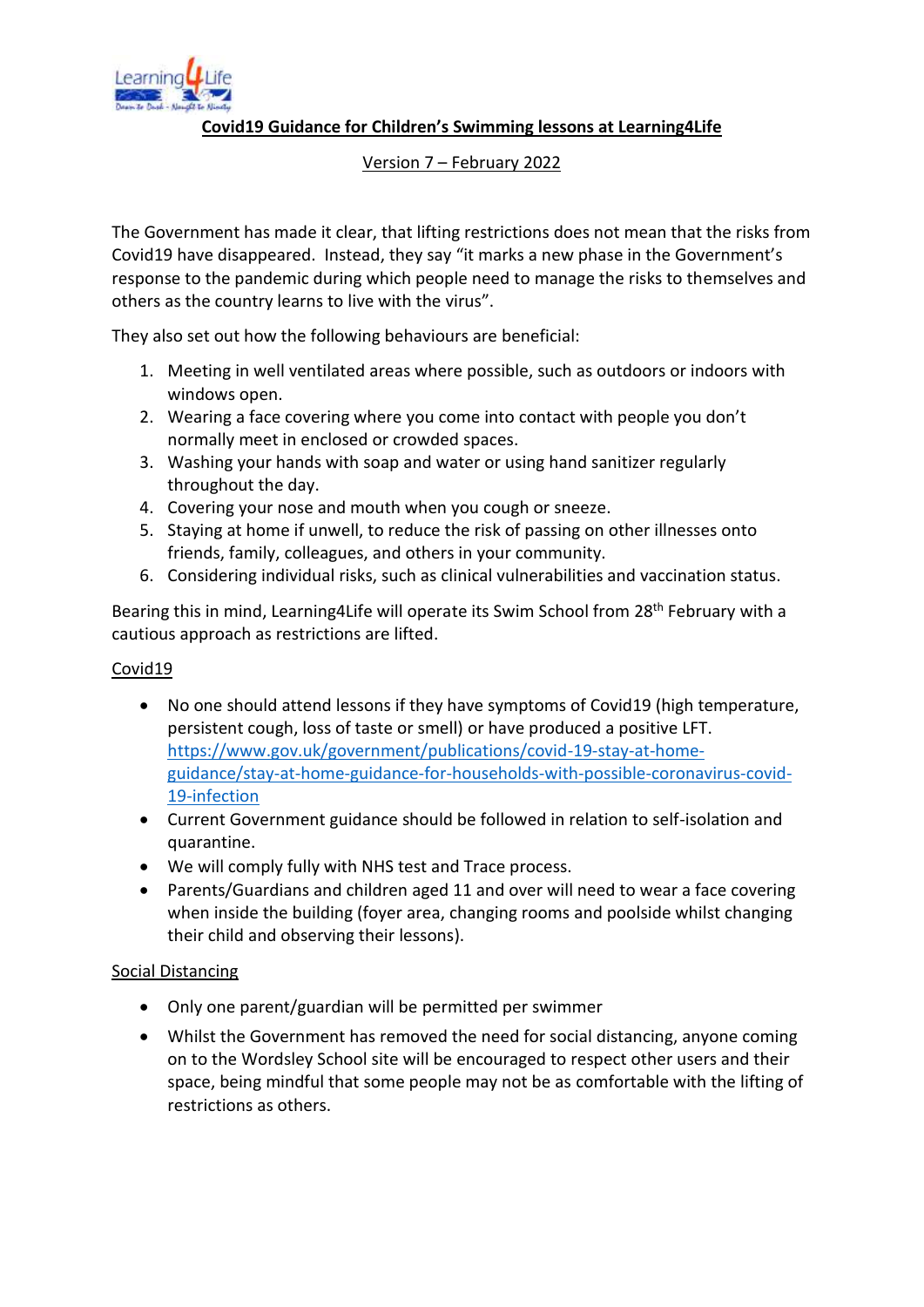# Covid19 Guidance for Children's Swimming lessons at Learning4Life

Version 7 – February 2022

The Government has made it clear, that lifting restrictions does not mean that the risks from Covid19 have disappeared. Instead, they say "it marks a new phase in the Government's response to the pandemic during which people need to manage the risks to themselves and others as the country learns to live with the virus".

They also set out how the following behaviours are beneficial:

1. Meeting in well ventilated areas where possible, such as outdoors or indoors with windows open.
2. Wearing a face covering where you come into contact with people you don't normally meet in enclosed or crowded spaces.
3. Washing your hands with soap and water or using hand sanitizer regularly throughout the day.
4. Covering your nose and mouth when you cough or sneeze.
5. Staying at home if unwell, to reduce the risk of passing on other illnesses onto friends, family, colleagues, and others in your community.
6. Considering individual risks, such as clinical vulnerabilities and vaccination status.

Bearing this in mind, Learning4Life will operate its Swim School from 28th February with a cautious approach as restrictions are lifted.

## Covid19

- No one should attend lessons if they have symptoms of Covid19 (high temperature, persistent cough, loss of taste or smell) or have produced a positive LFT. https://www.gov.uk/government/publications/covid-19-stay-at-home-guidance/stay-at-home-guidance-for-households-with-possible-coronavirus-covid-19-infection
- Current Government guidance should be followed in relation to self-isolation and quarantine.
- We will comply fully with NHS test and Trace process.
- Parents/Guardians and children aged 11 and over will need to wear a face covering when inside the building (foyer area, changing rooms and poolside whilst changing their child and observing their lessons).

## Social Distancing

- Only one parent/guardian will be permitted per swimmer
- Whilst the Government has removed the need for social distancing, anyone coming on to the Wordsley School site will be encouraged to respect other users and their space, being mindful that some people may not be as comfortable with the lifting of restrictions as others.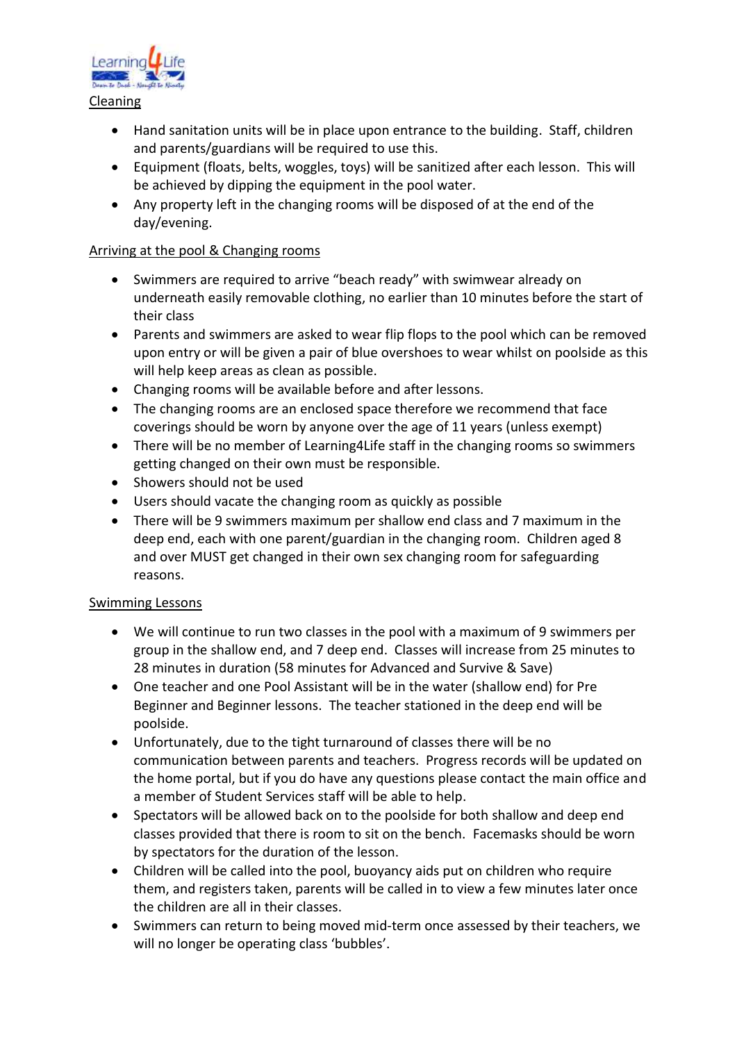## Cleaning

- Hand sanitation units will be in place upon entrance to the building. Staff, children and parents/guardians will be required to use this.
- Equipment (floats, belts, woggles, toys) will be sanitized after each lesson. This will be achieved by dipping the equipment in the pool water.
- Any property left in the changing rooms will be disposed of at the end of the day/evening.

## Arriving at the pool & Changing rooms

- Swimmers are required to arrive "beach ready" with swimwear already on underneath easily removable clothing, no earlier than 10 minutes before the start of their class
- Parents and swimmers are asked to wear flip flops to the pool which can be removed upon entry or will be given a pair of blue overshoes to wear whilst on poolside as this will help keep areas as clean as possible.
- Changing rooms will be available before and after lessons.
- The changing rooms are an enclosed space therefore we recommend that face coverings should be worn by anyone over the age of 11 years (unless exempt)
- There will be no member of Learning4Life staff in the changing rooms so swimmers getting changed on their own must be responsible.
- Showers should not be used
- Users should vacate the changing room as quickly as possible
- There will be 9 swimmers maximum per shallow end class and 7 maximum in the deep end, each with one parent/guardian in the changing room. Children aged 8 and over MUST get changed in their own sex changing room for safeguarding reasons.

## Swimming Lessons

- We will continue to run two classes in the pool with a maximum of 9 swimmers per group in the shallow end, and 7 deep end. Classes will increase from 25 minutes to 28 minutes in duration (58 minutes for Advanced and Survive & Save)
- One teacher and one Pool Assistant will be in the water (shallow end) for Pre Beginner and Beginner lessons. The teacher stationed in the deep end will be poolside.
- Unfortunately, due to the tight turnaround of classes there will be no communication between parents and teachers. Progress records will be updated on the home portal, but if you do have any questions please contact the main office and a member of Student Services staff will be able to help.
- Spectators will be allowed back on to the poolside for both shallow and deep end classes provided that there is room to sit on the bench. Facemasks should be worn by spectators for the duration of the lesson.
- Children will be called into the pool, buoyancy aids put on children who require them, and registers taken, parents will be called in to view a few minutes later once the children are all in their classes.
- Swimmers can return to being moved mid-term once assessed by their teachers, we will no longer be operating class 'bubbles'.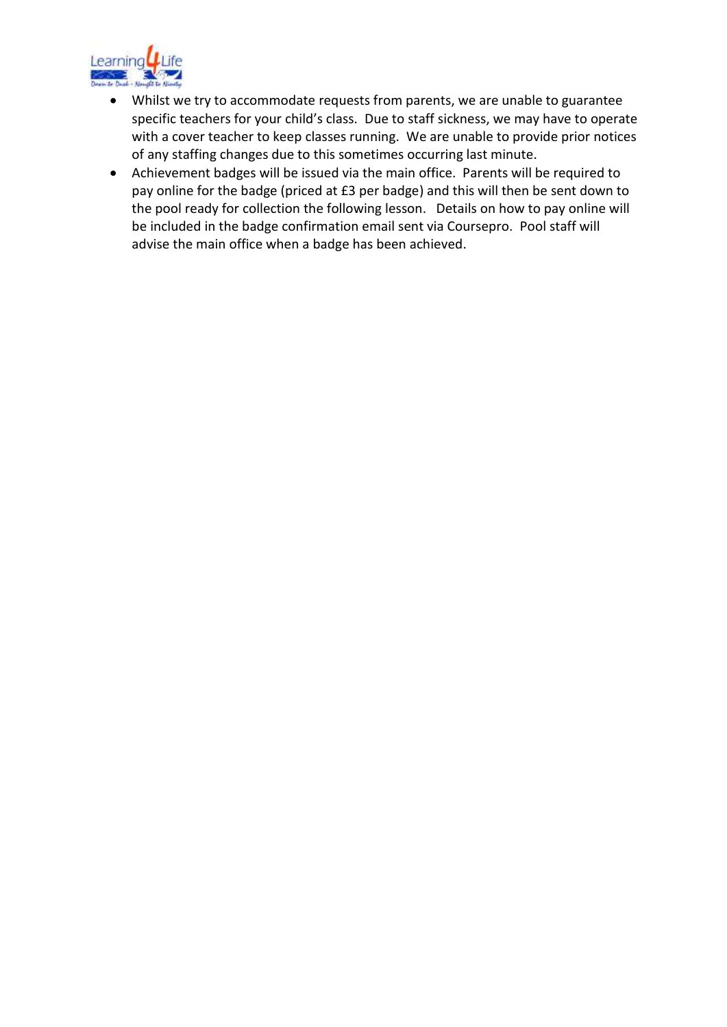- Whilst we try to accommodate requests from parents, we are unable to guarantee specific teachers for your child's class. Due to staff sickness, we may have to operate with a cover teacher to keep classes running. We are unable to provide prior notices of any staffing changes due to this sometimes occurring last minute.
- Achievement badges will be issued via the main office. Parents will be required to pay online for the badge (priced at £3 per badge) and this will then be sent down to the pool ready for collection the following lesson. Details on how to pay online will be included in the badge confirmation email sent via Coursepro. Pool staff will advise the main office when a badge has been achieved.